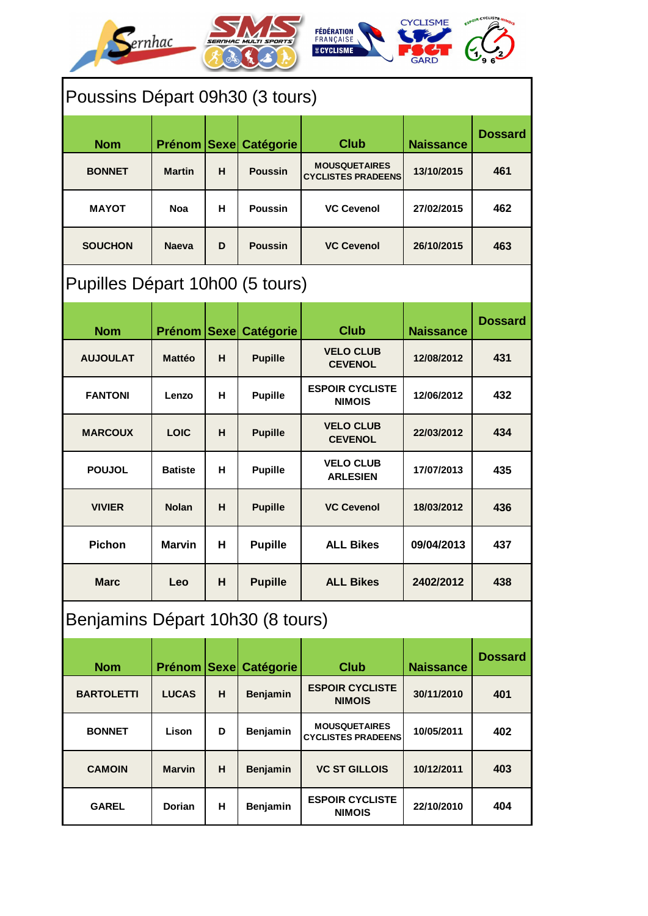## Poussins Départ 09h30 (3 tours)

| Nom | Prénom | Sexe | Catégorie | Club | Naissance | Dossard |
|---|---|---|---|---|---|---|
| BONNET | Martin | H | Poussin | MOUSQUETAIRES CYCLISTES PRADEENS | 13/10/2015 | 461 |
| MAYOT | Noa | H | Poussin | VC Cevenol | 27/02/2015 | 462 |
| SOUCHON | Naeva | D | Poussin | VC Cevenol | 26/10/2015 | 463 |

## Pupilles Départ 10h00 (5 tours)

| Nom | Prénom | Sexe | Catégorie | Club | Naissance | Dossard |
|---|---|---|---|---|---|---|
| AUJOULAT | Mattéo | H | Pupille | VELO CLUB CEVENOL | 12/08/2012 | 431 |
| FANTONI | Lenzo | H | Pupille | ESPOIR CYCLISTE NIMOIS | 12/06/2012 | 432 |
| MARCOUX | LOIC | H | Pupille | VELO CLUB CEVENOL | 22/03/2012 | 434 |
| POUJOL | Batiste | H | Pupille | VELO CLUB ARLESIEN | 17/07/2013 | 435 |
| VIVIER | Nolan | H | Pupille | VC Cevenol | 18/03/2012 | 436 |
| Pichon | Marvin | H | Pupille | ALL Bikes | 09/04/2013 | 437 |
| Marc | Leo | H | Pupille | ALL Bikes | 2402/2012 | 438 |

## Benjamins Départ 10h30 (8 tours)

| Nom | Prénom | Sexe | Catégorie | Club | Naissance | Dossard |
|---|---|---|---|---|---|---|
| BARTOLETTI | LUCAS | H | Benjamin | ESPOIR CYCLISTE NIMOIS | 30/11/2010 | 401 |
| BONNET | Lison | D | Benjamin | MOUSQUETAIRES CYCLISTES PRADEENS | 10/05/2011 | 402 |
| CAMOIN | Marvin | H | Benjamin | VC ST GILLOIS | 10/12/2011 | 403 |
| GAREL | Dorian | H | Benjamin | ESPOIR CYCLISTE NIMOIS | 22/10/2010 | 404 |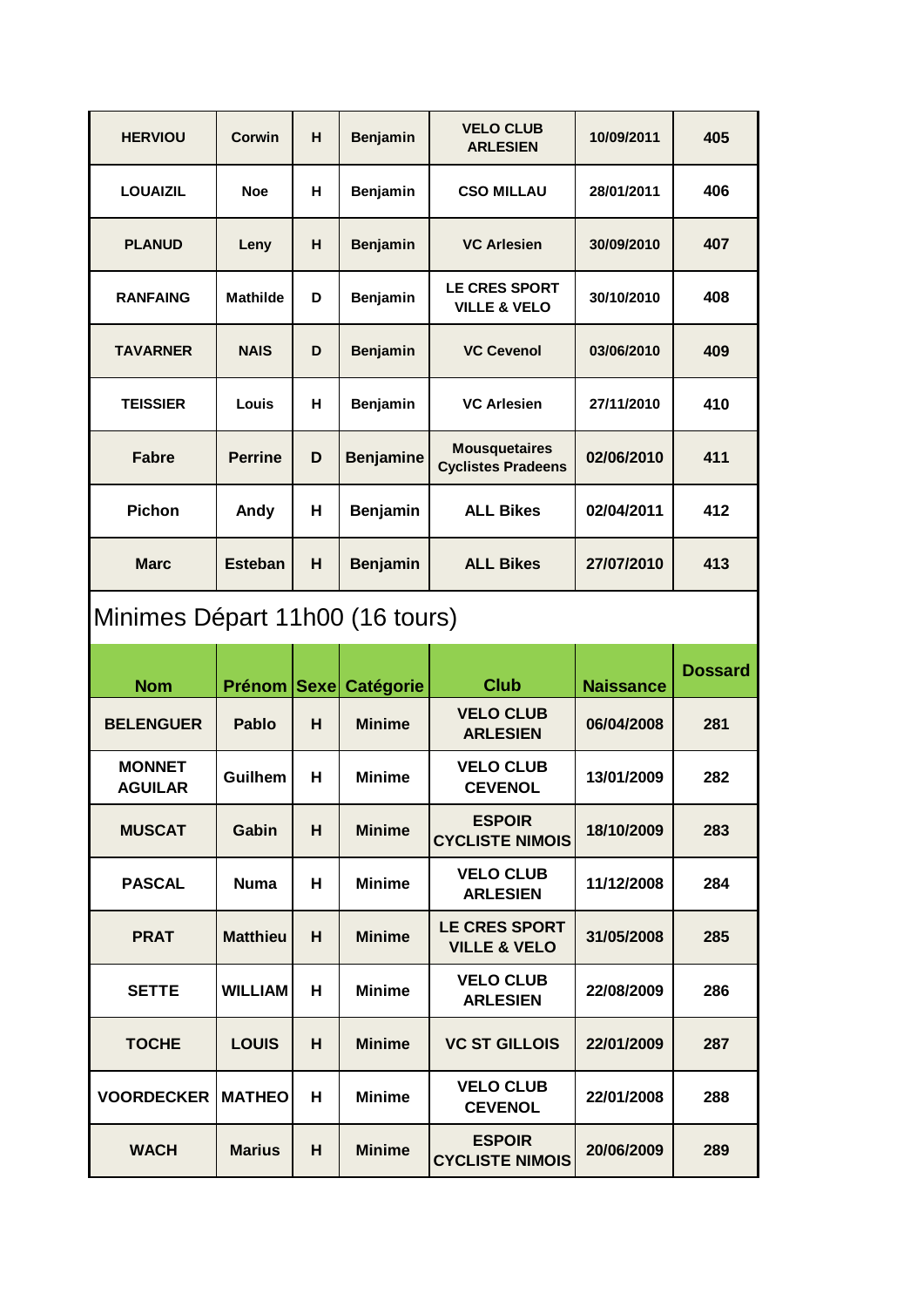| | | | | | | |
|---|---|---|---|---|---|---|
| HERVIOU | Corwin | H | Benjamin | VELO CLUB ARLESIEN | 10/09/2011 | 405 |
| LOUAIZIL | Noe | H | Benjamin | CSO MILLAU | 28/01/2011 | 406 |
| PLANUD | Leny | H | Benjamin | VC Arlesien | 30/09/2010 | 407 |
| RANFAING | Mathilde | D | Benjamin | LE CRES SPORT VILLE & VELO | 30/10/2010 | 408 |
| TAVARNER | NAIS | D | Benjamin | VC Cevenol | 03/06/2010 | 409 |
| TEISSIER | Louis | H | Benjamin | VC Arlesien | 27/11/2010 | 410 |
| Fabre | Perrine | D | Benjamine | Mousquetaires Cyclistes Pradeens | 02/06/2010 | 411 |
| Pichon | Andy | H | Benjamin | ALL Bikes | 02/04/2011 | 412 |
| Marc | Esteban | H | Benjamin | ALL Bikes | 27/07/2010 | 413 |

## Minimes Départ 11h00 (16 tours)

| Nom | Prénom | Sexe | Catégorie | Club | Naissance | Dossard |
|---|---|---|---|---|---|---|
| BELENGUER | Pablo | H | Minime | VELO CLUB ARLESIEN | 06/04/2008 | 281 |
| MONNET AGUILAR | Guilhem | H | Minime | VELO CLUB CEVENOL | 13/01/2009 | 282 |
| MUSCAT | Gabin | H | Minime | ESPOIR CYCLISTE NIMOIS | 18/10/2009 | 283 |
| PASCAL | Numa | H | Minime | VELO CLUB ARLESIEN | 11/12/2008 | 284 |
| PRAT | Matthieu | H | Minime | LE CRES SPORT VILLE & VELO | 31/05/2008 | 285 |
| SETTE | WILLIAM | H | Minime | VELO CLUB ARLESIEN | 22/08/2009 | 286 |
| TOCHE | LOUIS | H | Minime | VC ST GILLOIS | 22/01/2009 | 287 |
| VOORDECKER | MATHEO | H | Minime | VELO CLUB CEVENOL | 22/01/2008 | 288 |
| WACH | Marius | H | Minime | ESPOIR CYCLISTE NIMOIS | 20/06/2009 | 289 |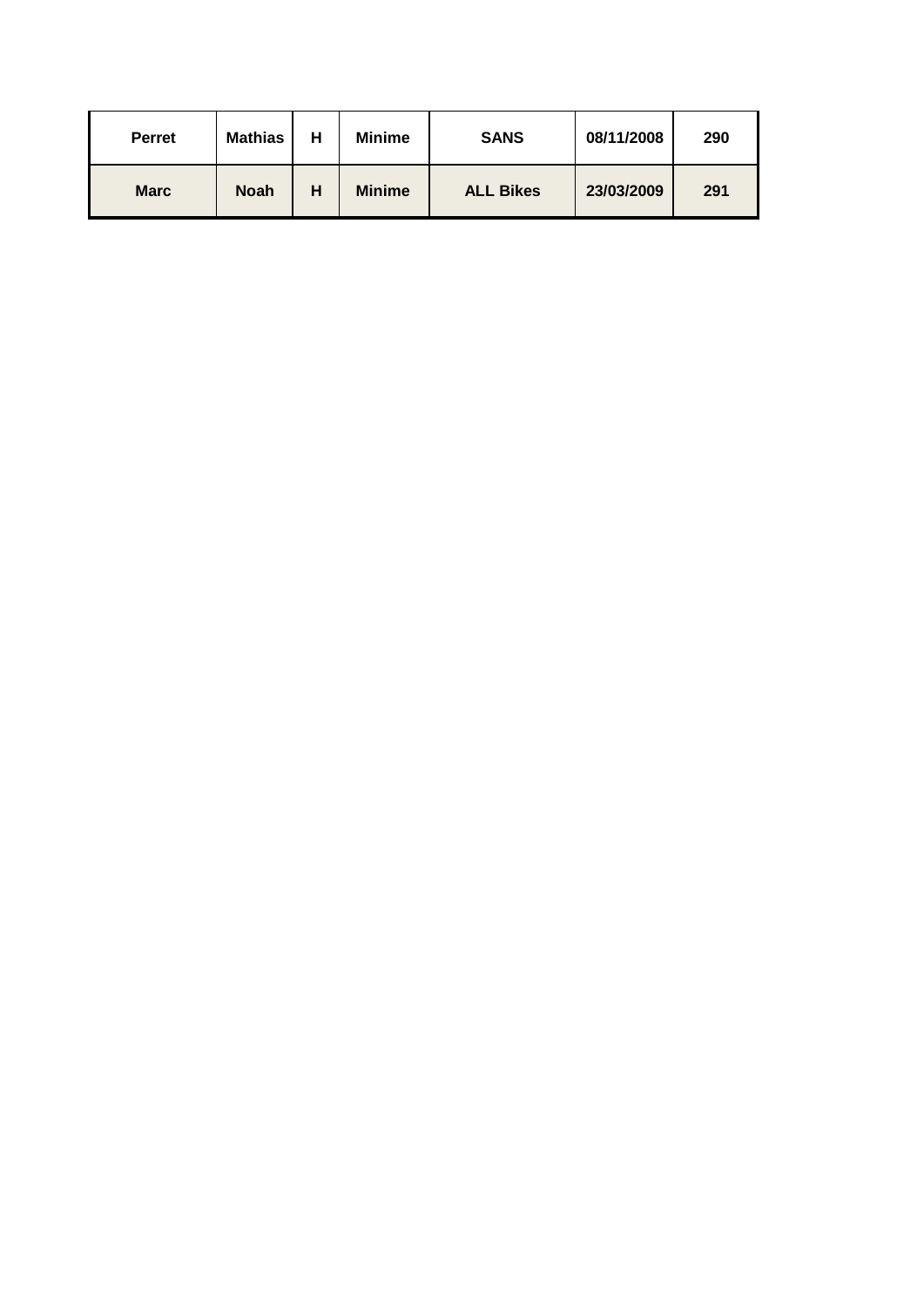| | | | | | | |
|---|---|---|---|---|---|---|
| **Perret** | **Mathias** | **H** | **Minime** | **SANS** | **08/11/2008** | **290** |
| **Marc** | **Noah** | **H** | **Minime** | **ALL Bikes** | **23/03/2009** | **291** |